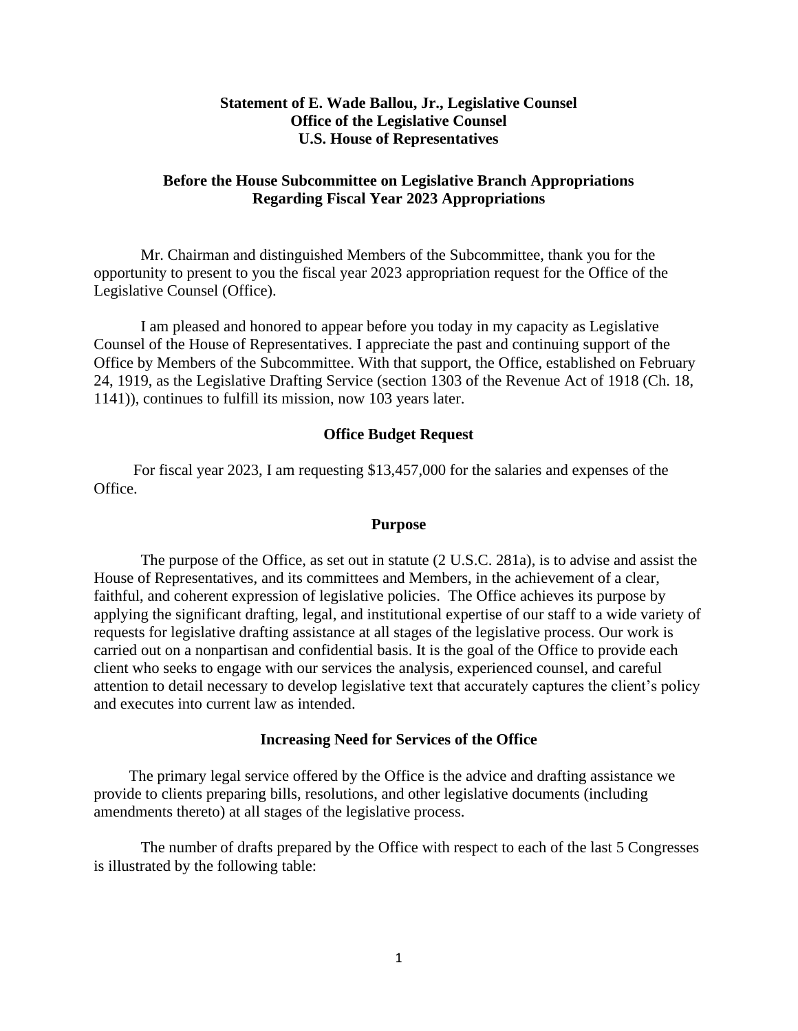**Statement of E. Wade Ballou, Jr., Legislative Counsel**
**Office of the Legislative Counsel**
**U.S. House of Representatives**

**Before the House Subcommittee on Legislative Branch Appropriations**
**Regarding Fiscal Year 2023 Appropriations**

Mr. Chairman and distinguished Members of the Subcommittee, thank you for the opportunity to present to you the fiscal year 2023 appropriation request for the Office of the Legislative Counsel (Office).

I am pleased and honored to appear before you today in my capacity as Legislative Counsel of the House of Representatives. I appreciate the past and continuing support of the Office by Members of the Subcommittee. With that support, the Office, established on February 24, 1919, as the Legislative Drafting Service (section 1303 of the Revenue Act of 1918 (Ch. 18, 1141)), continues to fulfill its mission, now 103 years later.

## Office Budget Request

For fiscal year 2023, I am requesting $13,457,000 for the salaries and expenses of the Office.

## Purpose

The purpose of the Office, as set out in statute (2 U.S.C. 281a), is to advise and assist the House of Representatives, and its committees and Members, in the achievement of a clear, faithful, and coherent expression of legislative policies. The Office achieves its purpose by applying the significant drafting, legal, and institutional expertise of our staff to a wide variety of requests for legislative drafting assistance at all stages of the legislative process. Our work is carried out on a nonpartisan and confidential basis. It is the goal of the Office to provide each client who seeks to engage with our services the analysis, experienced counsel, and careful attention to detail necessary to develop legislative text that accurately captures the client's policy and executes into current law as intended.

## Increasing Need for Services of the Office

The primary legal service offered by the Office is the advice and drafting assistance we provide to clients preparing bills, resolutions, and other legislative documents (including amendments thereto) at all stages of the legislative process.

The number of drafts prepared by the Office with respect to each of the last 5 Congresses is illustrated by the following table: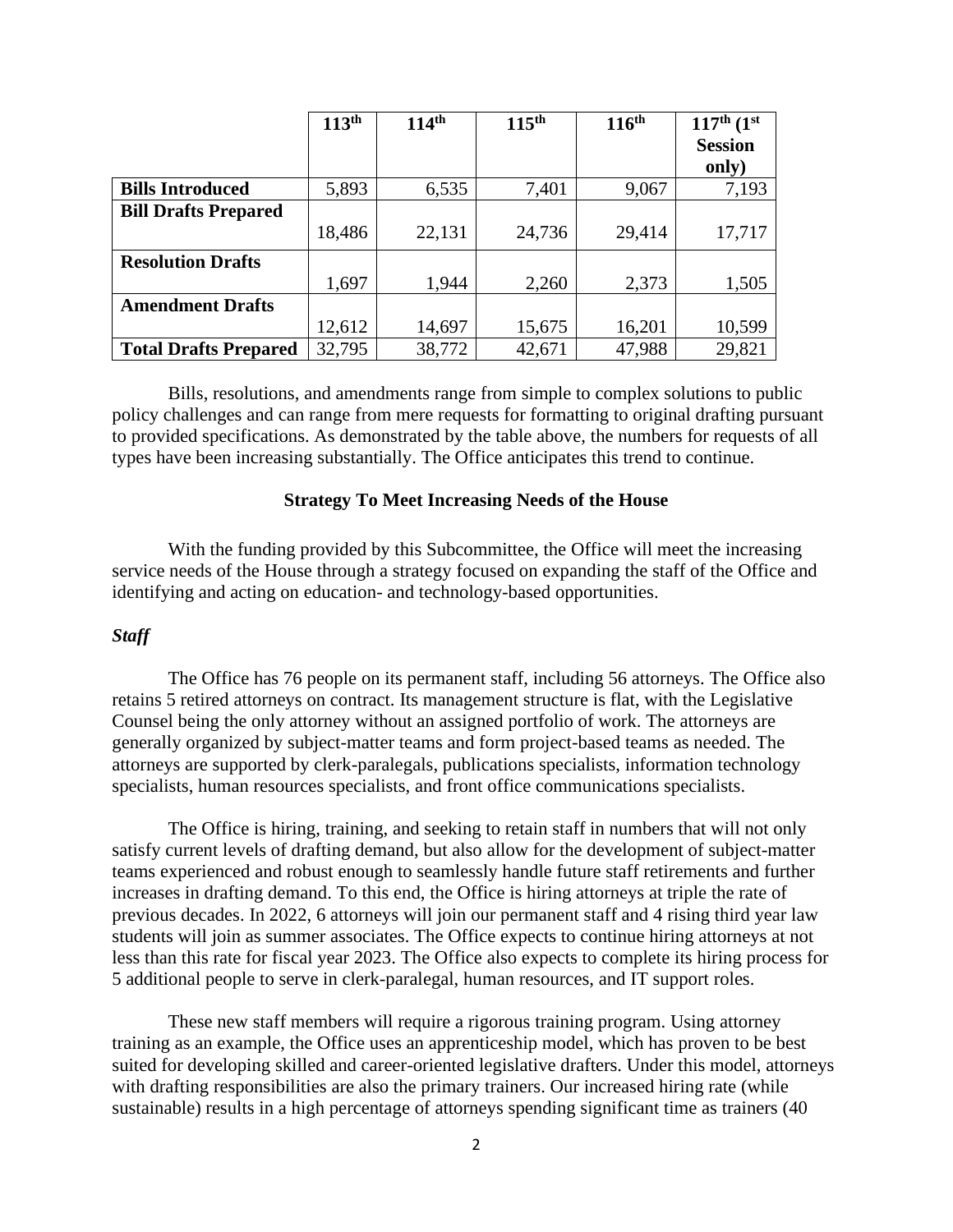| | 113th | 114th | 115th | 116th | 117th (1st Session only) |
|---|---|---|---|---|---|
| **Bills Introduced** | 5,893 | 6,535 | 7,401 | 9,067 | 7,193 |
| **Bill Drafts Prepared** | 18,486 | 22,131 | 24,736 | 29,414 | 17,717 |
| **Resolution Drafts** | 1,697 | 1,944 | 2,260 | 2,373 | 1,505 |
| **Amendment Drafts** | 12,612 | 14,697 | 15,675 | 16,201 | 10,599 |
| **Total Drafts Prepared** | 32,795 | 38,772 | 42,671 | 47,988 | 29,821 |

Bills, resolutions, and amendments range from simple to complex solutions to public policy challenges and can range from mere requests for formatting to original drafting pursuant to provided specifications. As demonstrated by the table above, the numbers for requests of all types have been increasing substantially. The Office anticipates this trend to continue.

**Strategy To Meet Increasing Needs of the House**

With the funding provided by this Subcommittee, the Office will meet the increasing service needs of the House through a strategy focused on expanding the staff of the Office and identifying and acting on education- and technology-based opportunities.

***Staff***

The Office has 76 people on its permanent staff, including 56 attorneys. The Office also retains 5 retired attorneys on contract. Its management structure is flat, with the Legislative Counsel being the only attorney without an assigned portfolio of work. The attorneys are generally organized by subject-matter teams and form project-based teams as needed. The attorneys are supported by clerk-paralegals, publications specialists, information technology specialists, human resources specialists, and front office communications specialists.

The Office is hiring, training, and seeking to retain staff in numbers that will not only satisfy current levels of drafting demand, but also allow for the development of subject-matter teams experienced and robust enough to seamlessly handle future staff retirements and further increases in drafting demand. To this end, the Office is hiring attorneys at triple the rate of previous decades. In 2022, 6 attorneys will join our permanent staff and 4 rising third year law students will join as summer associates. The Office expects to continue hiring attorneys at not less than this rate for fiscal year 2023. The Office also expects to complete its hiring process for 5 additional people to serve in clerk-paralegal, human resources, and IT support roles.

These new staff members will require a rigorous training program. Using attorney training as an example, the Office uses an apprenticeship model, which has proven to be best suited for developing skilled and career-oriented legislative drafters. Under this model, attorneys with drafting responsibilities are also the primary trainers. Our increased hiring rate (while sustainable) results in a high percentage of attorneys spending significant time as trainers (40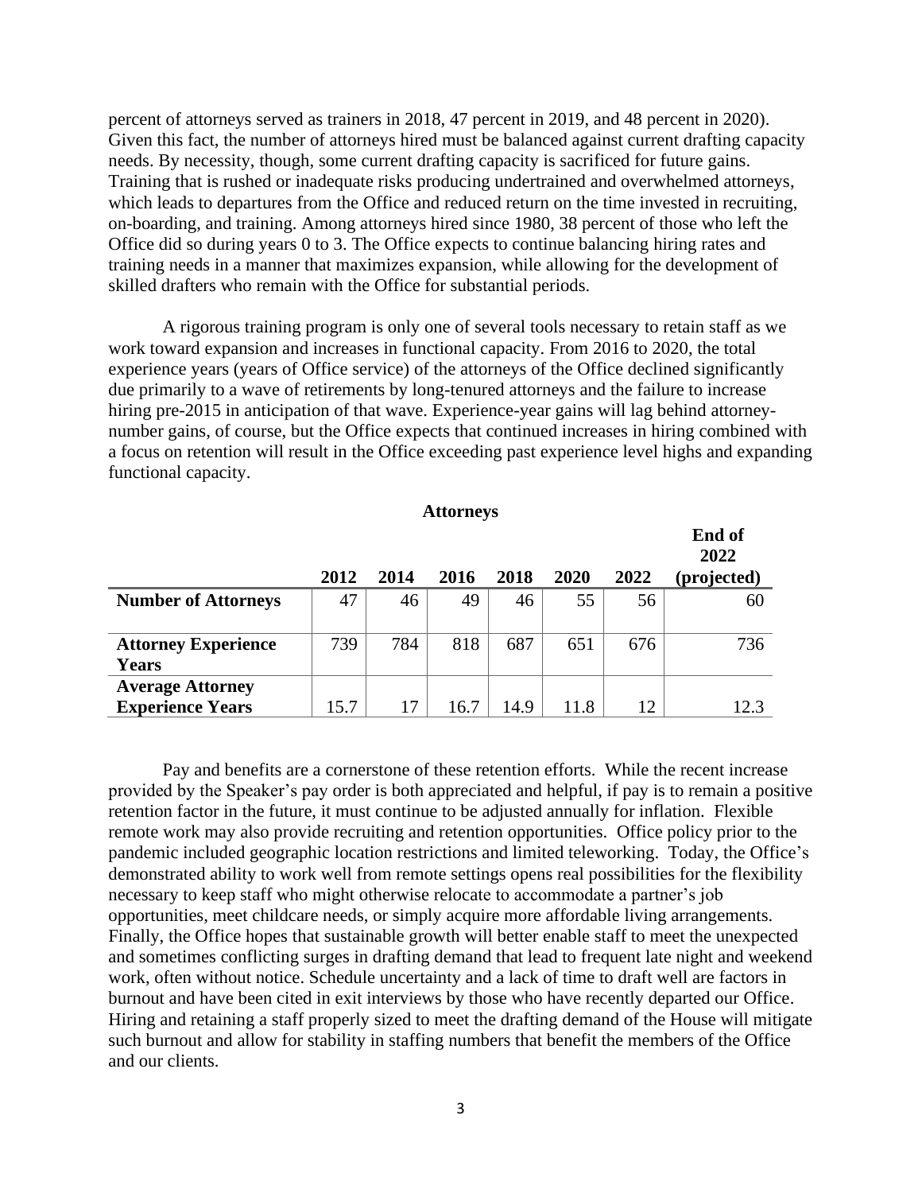percent of attorneys served as trainers in 2018, 47 percent in 2019, and 48 percent in 2020). Given this fact, the number of attorneys hired must be balanced against current drafting capacity needs. By necessity, though, some current drafting capacity is sacrificed for future gains. Training that is rushed or inadequate risks producing undertrained and overwhelmed attorneys, which leads to departures from the Office and reduced return on the time invested in recruiting, on-boarding, and training. Among attorneys hired since 1980, 38 percent of those who left the Office did so during years 0 to 3. The Office expects to continue balancing hiring rates and training needs in a manner that maximizes expansion, while allowing for the development of skilled drafters who remain with the Office for substantial periods.

A rigorous training program is only one of several tools necessary to retain staff as we work toward expansion and increases in functional capacity. From 2016 to 2020, the total experience years (years of Office service) of the attorneys of the Office declined significantly due primarily to a wave of retirements by long-tenured attorneys and the failure to increase hiring pre-2015 in anticipation of that wave. Experience-year gains will lag behind attorney-number gains, of course, but the Office expects that continued increases in hiring combined with a focus on retention will result in the Office exceeding past experience level highs and expanding functional capacity.

**Attorneys**

| | 2012 | 2014 | 2016 | 2018 | 2020 | 2022 | End of 2022 (projected) |
|---|---|---|---|---|---|---|---|
| **Number of Attorneys** | 47 | 46 | 49 | 46 | 55 | 56 | 60 |
| **Attorney Experience Years** | 739 | 784 | 818 | 687 | 651 | 676 | 736 |
| **Average Attorney Experience Years** | 15.7 | 17 | 16.7 | 14.9 | 11.8 | 12 | 12.3 |

Pay and benefits are a cornerstone of these retention efforts. While the recent increase provided by the Speaker's pay order is both appreciated and helpful, if pay is to remain a positive retention factor in the future, it must continue to be adjusted annually for inflation. Flexible remote work may also provide recruiting and retention opportunities. Office policy prior to the pandemic included geographic location restrictions and limited teleworking. Today, the Office's demonstrated ability to work well from remote settings opens real possibilities for the flexibility necessary to keep staff who might otherwise relocate to accommodate a partner's job opportunities, meet childcare needs, or simply acquire more affordable living arrangements. Finally, the Office hopes that sustainable growth will better enable staff to meet the unexpected and sometimes conflicting surges in drafting demand that lead to frequent late night and weekend work, often without notice. Schedule uncertainty and a lack of time to draft well are factors in burnout and have been cited in exit interviews by those who have recently departed our Office. Hiring and retaining a staff properly sized to meet the drafting demand of the House will mitigate such burnout and allow for stability in staffing numbers that benefit the members of the Office and our clients.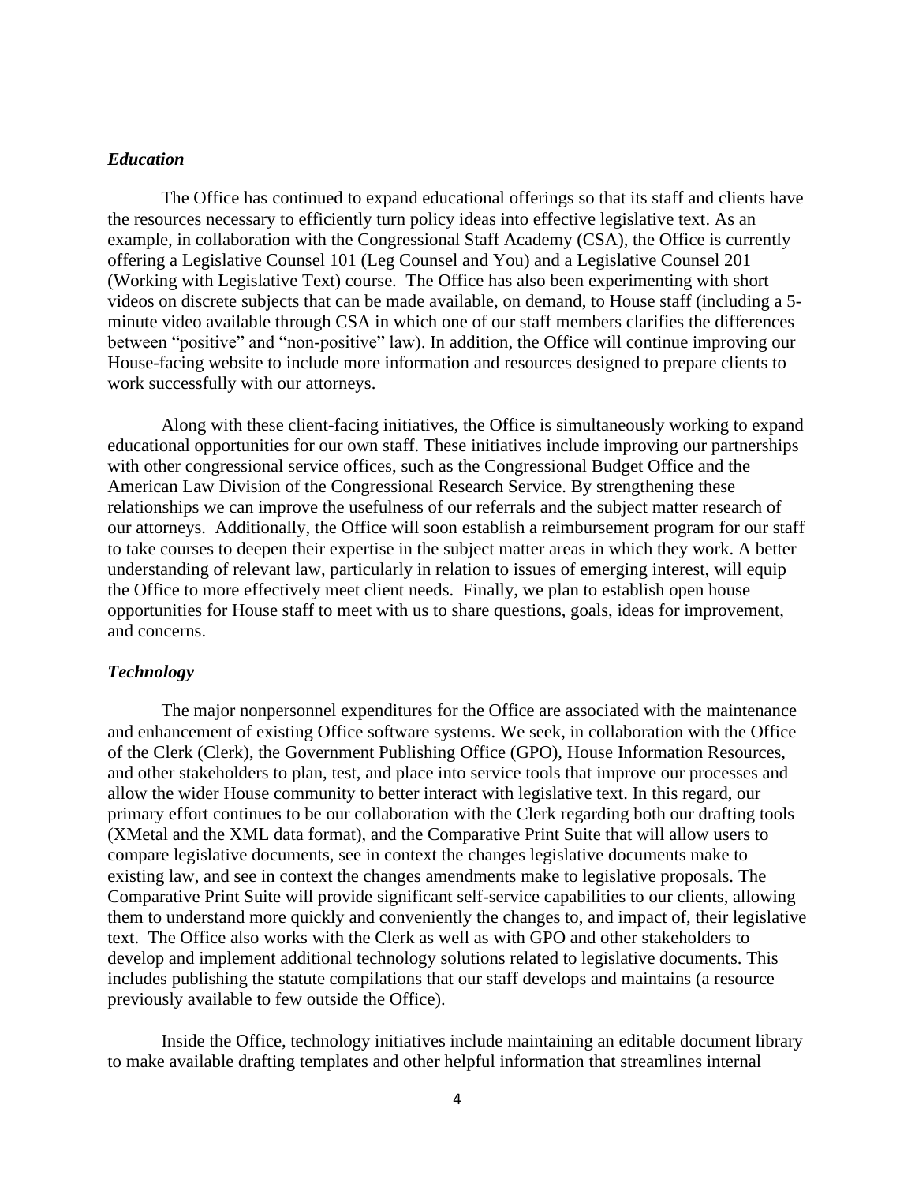### *Education*

The Office has continued to expand educational offerings so that its staff and clients have the resources necessary to efficiently turn policy ideas into effective legislative text. As an example, in collaboration with the Congressional Staff Academy (CSA), the Office is currently offering a Legislative Counsel 101 (Leg Counsel and You) and a Legislative Counsel 201 (Working with Legislative Text) course. The Office has also been experimenting with short videos on discrete subjects that can be made available, on demand, to House staff (including a 5-minute video available through CSA in which one of our staff members clarifies the differences between "positive" and "non-positive" law). In addition, the Office will continue improving our House-facing website to include more information and resources designed to prepare clients to work successfully with our attorneys.

Along with these client-facing initiatives, the Office is simultaneously working to expand educational opportunities for our own staff. These initiatives include improving our partnerships with other congressional service offices, such as the Congressional Budget Office and the American Law Division of the Congressional Research Service. By strengthening these relationships we can improve the usefulness of our referrals and the subject matter research of our attorneys. Additionally, the Office will soon establish a reimbursement program for our staff to take courses to deepen their expertise in the subject matter areas in which they work. A better understanding of relevant law, particularly in relation to issues of emerging interest, will equip the Office to more effectively meet client needs. Finally, we plan to establish open house opportunities for House staff to meet with us to share questions, goals, ideas for improvement, and concerns.

### *Technology*

The major nonpersonnel expenditures for the Office are associated with the maintenance and enhancement of existing Office software systems. We seek, in collaboration with the Office of the Clerk (Clerk), the Government Publishing Office (GPO), House Information Resources, and other stakeholders to plan, test, and place into service tools that improve our processes and allow the wider House community to better interact with legislative text. In this regard, our primary effort continues to be our collaboration with the Clerk regarding both our drafting tools (XMetal and the XML data format), and the Comparative Print Suite that will allow users to compare legislative documents, see in context the changes legislative documents make to existing law, and see in context the changes amendments make to legislative proposals. The Comparative Print Suite will provide significant self-service capabilities to our clients, allowing them to understand more quickly and conveniently the changes to, and impact of, their legislative text. The Office also works with the Clerk as well as with GPO and other stakeholders to develop and implement additional technology solutions related to legislative documents. This includes publishing the statute compilations that our staff develops and maintains (a resource previously available to few outside the Office).

Inside the Office, technology initiatives include maintaining an editable document library to make available drafting templates and other helpful information that streamlines internal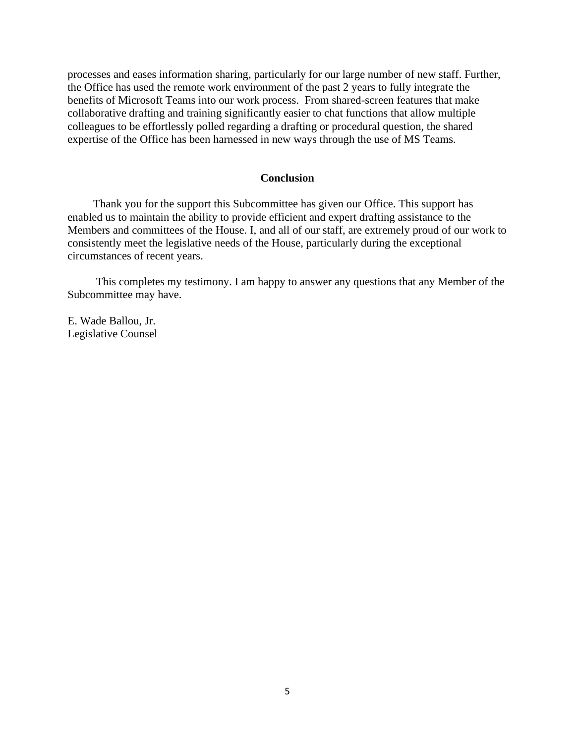processes and eases information sharing, particularly for our large number of new staff. Further, the Office has used the remote work environment of the past 2 years to fully integrate the benefits of Microsoft Teams into our work process. From shared-screen features that make collaborative drafting and training significantly easier to chat functions that allow multiple colleagues to be effortlessly polled regarding a drafting or procedural question, the shared expertise of the Office has been harnessed in new ways through the use of MS Teams.

## Conclusion

Thank you for the support this Subcommittee has given our Office. This support has enabled us to maintain the ability to provide efficient and expert drafting assistance to the Members and committees of the House. I, and all of our staff, are extremely proud of our work to consistently meet the legislative needs of the House, particularly during the exceptional circumstances of recent years.

This completes my testimony. I am happy to answer any questions that any Member of the Subcommittee may have.

E. Wade Ballou, Jr.
Legislative Counsel